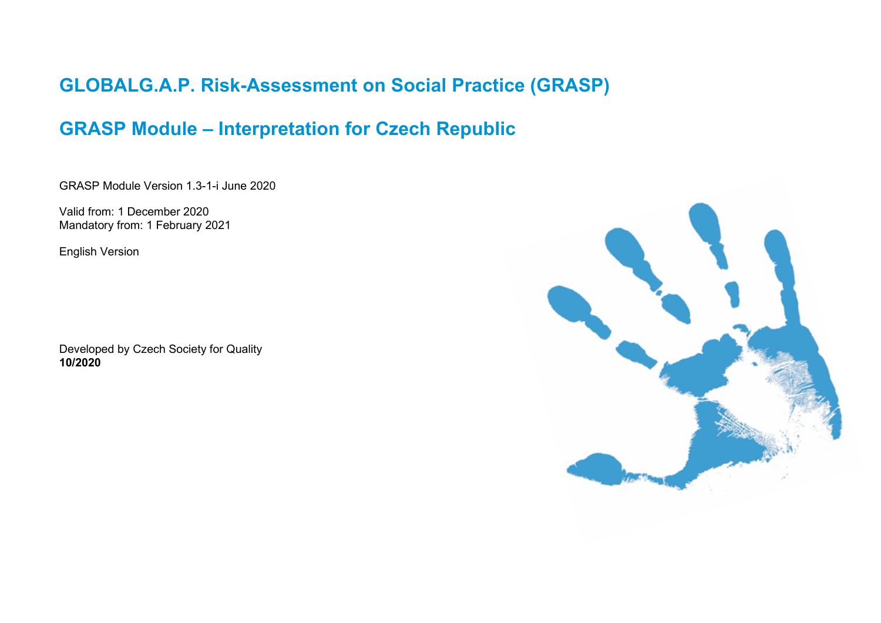# GLOBALG.A.P. Risk-Assessment on Social Practice (GRASP)

# GRASP Module – Interpretation for Czech Republic

GRASP Module Version 1.3-1-i June 2020

Valid from: 1 December 2020
Mandatory from: 1 February 2021

English Version

Developed by Czech Society for Quality
**10/2020**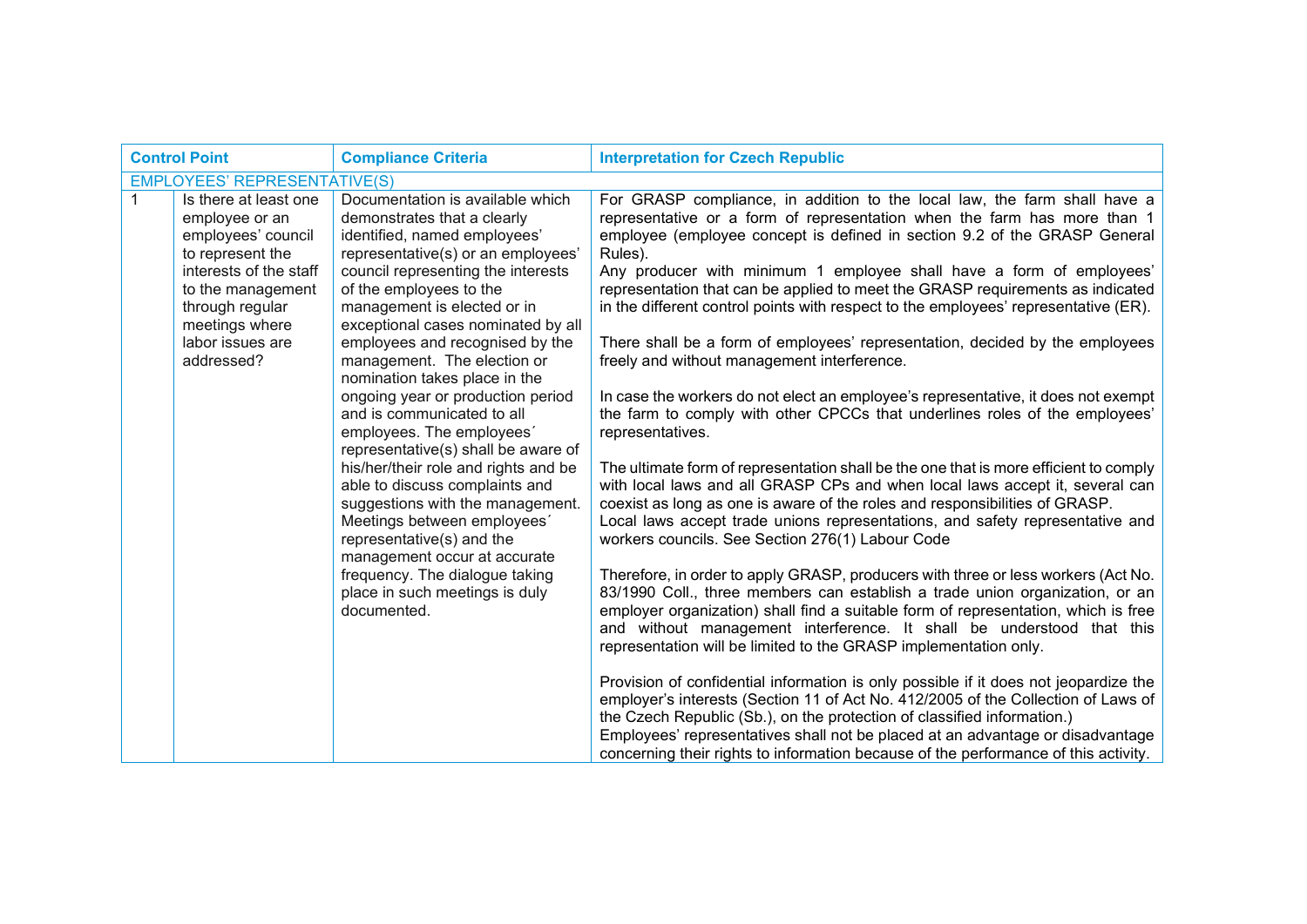| Control Point | | Compliance Criteria | Interpretation for Czech Republic |
|---|---|---|---|
| EMPLOYEES' REPRESENTATIVE(S) | | | |
| 1 | Is there at least one employee or an employees' council to represent the interests of the staff to the management through regular meetings where labor issues are addressed? | Documentation is available which demonstrates that a clearly identified, named employees' representative(s) or an employees' council representing the interests of the employees to the management is elected or in exceptional cases nominated by all employees and recognised by the management. The election or nomination takes place in the ongoing year or production period and is communicated to all employees. The employees´ representative(s) shall be aware of his/her/their role and rights and be able to discuss complaints and suggestions with the management. Meetings between employees´ representative(s) and the management occur at accurate frequency. The dialogue taking place in such meetings is duly documented. | For GRASP compliance, in addition to the local law, the farm shall have a representative or a form of representation when the farm has more than 1 employee (employee concept is defined in section 9.2 of the GRASP General Rules).<br>Any producer with minimum 1 employee shall have a form of employees' representation that can be applied to meet the GRASP requirements as indicated in the different control points with respect to the employees' representative (ER).<br><br>There shall be a form of employees' representation, decided by the employees freely and without management interference.<br><br>In case the workers do not elect an employee's representative, it does not exempt the farm to comply with other CPCCs that underlines roles of the employees' representatives.<br><br>The ultimate form of representation shall be the one that is more efficient to comply with local laws and all GRASP CPs and when local laws accept it, several can coexist as long as one is aware of the roles and responsibilities of GRASP.<br>Local laws accept trade unions representations, and safety representative and workers councils. See Section 276(1) Labour Code<br><br>Therefore, in order to apply GRASP, producers with three or less workers (Act No. 83/1990 Coll., three members can establish a trade union organization, or an employer organization) shall find a suitable form of representation, which is free and without management interference. It shall be understood that this representation will be limited to the GRASP implementation only.<br><br>Provision of confidential information is only possible if it does not jeopardize the employer's interests (Section 11 of Act No. 412/2005 of the Collection of Laws of the Czech Republic (Sb.), on the protection of classified information.)<br>Employees' representatives shall not be placed at an advantage or disadvantage concerning their rights to information because of the performance of this activity. |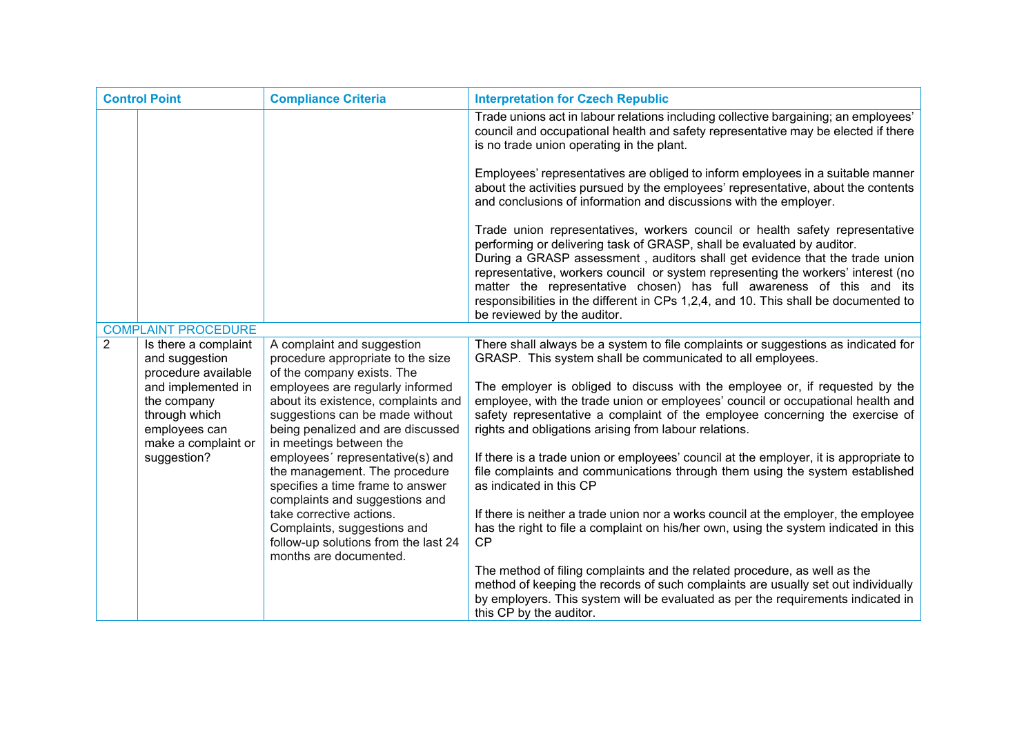| Control Point | | Compliance Criteria | Interpretation for Czech Republic |
|---|---|---|---|
| | | | Trade unions act in labour relations including collective bargaining; an employees' council and occupational health and safety representative may be elected if there is no trade union operating in the plant.<br><br>Employees' representatives are obliged to inform employees in a suitable manner about the activities pursued by the employees' representative, about the contents and conclusions of information and discussions with the employer.<br><br>Trade union representatives, workers council or health safety representative performing or delivering task of GRASP, shall be evaluated by auditor.<br>During a GRASP assessment , auditors shall get evidence that the trade union representative, workers council or system representing the workers' interest (no matter the representative chosen) has full awareness of this and its responsibilities in the different in CPs 1,2,4, and 10. This shall be documented to be reviewed by the auditor. |
| COMPLAINT PROCEDURE | | | |
| 2 | Is there a complaint and suggestion procedure available and implemented in the company through which employees can make a complaint or suggestion? | A complaint and suggestion procedure appropriate to the size of the company exists. The employees are regularly informed about its existence, complaints and suggestions can be made without being penalized and are discussed in meetings between the employees´ representative(s) and the management. The procedure specifies a time frame to answer complaints and suggestions and take corrective actions. Complaints, suggestions and follow-up solutions from the last 24 months are documented. | There shall always be a system to file complaints or suggestions as indicated for GRASP. This system shall be communicated to all employees.<br><br>The employer is obliged to discuss with the employee or, if requested by the employee, with the trade union or employees' council or occupational health and safety representative a complaint of the employee concerning the exercise of rights and obligations arising from labour relations.<br><br>If there is a trade union or employees' council at the employer, it is appropriate to file complaints and communications through them using the system established as indicated in this CP<br><br>If there is neither a trade union nor a works council at the employer, the employee has the right to file a complaint on his/her own, using the system indicated in this CP<br><br>The method of filing complaints and the related procedure, as well as the method of keeping the records of such complaints are usually set out individually by employers. This system will be evaluated as per the requirements indicated in this CP by the auditor. |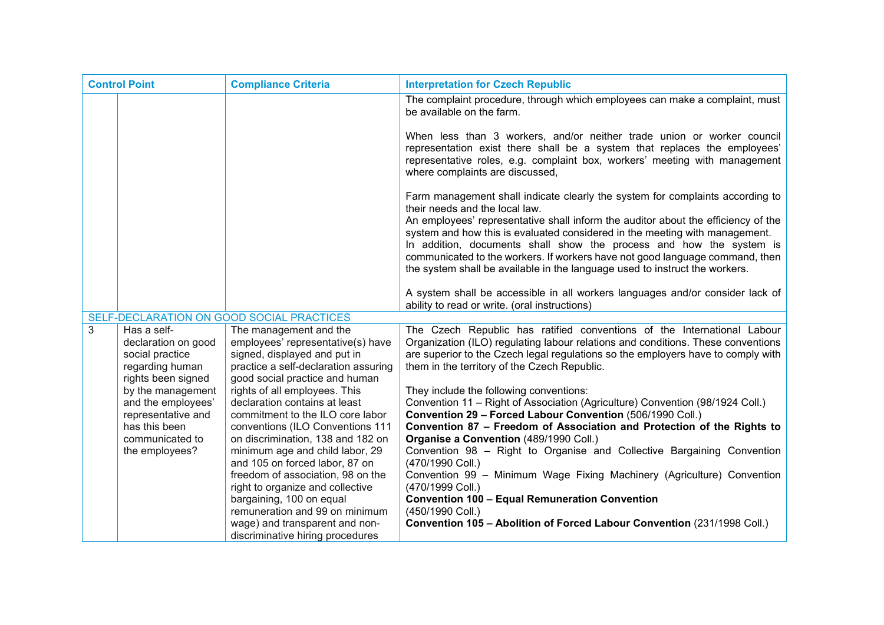| Control Point | | Compliance Criteria | Interpretation for Czech Republic |
|---|---|---|---|
| | | | The complaint procedure, through which employees can make a complaint, must be available on the farm.<br><br>When less than 3 workers, and/or neither trade union or worker council representation exist there shall be a system that replaces the employees' representative roles, e.g. complaint box, workers' meeting with management where complaints are discussed,<br><br>Farm management shall indicate clearly the system for complaints according to their needs and the local law.<br>An employees' representative shall inform the auditor about the efficiency of the system and how this is evaluated considered in the meeting with management.<br>In addition, documents shall show the process and how the system is communicated to the workers. If workers have not good language command, then the system shall be available in the language used to instruct the workers.<br><br>A system shall be accessible in all workers languages and/or consider lack of ability to read or write. (oral instructions) |
| SELF-DECLARATION ON GOOD SOCIAL PRACTICES | | | |
| 3 | Has a self-declaration on good social practice regarding human rights been signed by the management and the employees' representative and has this been communicated to the employees? | The management and the employees' representative(s) have signed, displayed and put in practice a self-declaration assuring good social practice and human rights of all employees. This declaration contains at least commitment to the ILO core labor conventions (ILO Conventions 111 on discrimination, 138 and 182 on minimum age and child labor, 29 and 105 on forced labor, 87 on freedom of association, 98 on the right to organize and collective bargaining, 100 on equal remuneration and 99 on minimum wage) and transparent and non-discriminative hiring procedures | The Czech Republic has ratified conventions of the International Labour Organization (ILO) regulating labour relations and conditions. These conventions are superior to the Czech legal regulations so the employers have to comply with them in the territory of the Czech Republic.<br><br>They include the following conventions:<br>Convention 11 – Right of Association (Agriculture) Convention (98/1924 Coll.)<br>**Convention 29 – Forced Labour Convention** (506/1990 Coll.)<br>**Convention 87 – Freedom of Association and Protection of the Rights to Organise a Convention** (489/1990 Coll.)<br>Convention 98 – Right to Organise and Collective Bargaining Convention (470/1990 Coll.)<br>Convention 99 – Minimum Wage Fixing Machinery (Agriculture) Convention (470/1999 Coll.)<br>**Convention 100 – Equal Remuneration Convention** (450/1990 Coll.)<br>**Convention 105 – Abolition of Forced Labour Convention** (231/1998 Coll.) |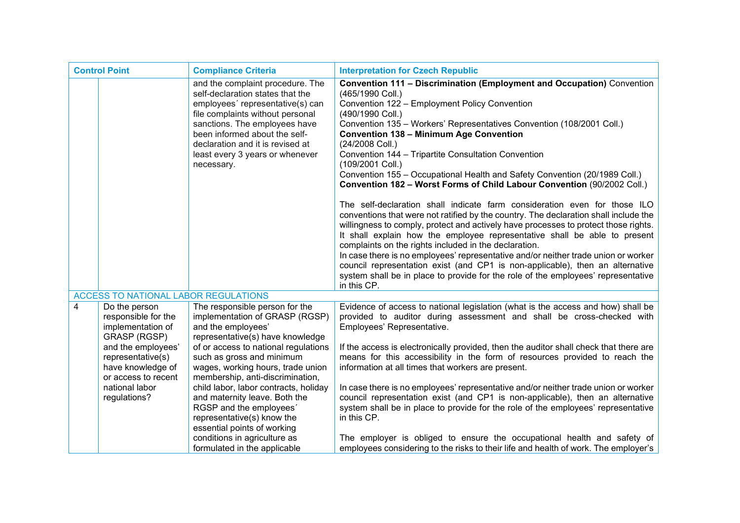| Control Point | | Compliance Criteria | Interpretation for Czech Republic |
|---|---|---|---|
| | | and the complaint procedure. The self-declaration states that the employees´ representative(s) can file complaints without personal sanctions. The employees have been informed about the self-declaration and it is revised at least every 3 years or whenever necessary. | **Convention 111 – Discrimination (Employment and Occupation)** Convention (465/1990 Coll.)<br>Convention 122 – Employment Policy Convention (490/1990 Coll.)<br>Convention 135 – Workers' Representatives Convention (108/2001 Coll.)<br>**Convention 138 – Minimum Age Convention** (24/2008 Coll.)<br>Convention 144 – Tripartite Consultation Convention (109/2001 Coll.)<br>Convention 155 – Occupational Health and Safety Convention (20/1989 Coll.)<br>**Convention 182 – Worst Forms of Child Labour Convention** (90/2002 Coll.)<br><br>The self-declaration shall indicate farm consideration even for those ILO conventions that were not ratified by the country. The declaration shall include the willingness to comply, protect and actively have processes to protect those rights. It shall explain how the employee representative shall be able to present complaints on the rights included in the declaration.<br>In case there is no employees' representative and/or neither trade union or worker council representation exist (and CP1 is non-applicable), then an alternative system shall be in place to provide for the role of the employees' representative in this CP. |
| ACCESS TO NATIONAL LABOR REGULATIONS | | | |
| 4 | Do the person responsible for the implementation of GRASP (RGSP) and the employees' representative(s) have knowledge of or access to recent national labor regulations? | The responsible person for the implementation of GRASP (RGSP) and the employees' representative(s) have knowledge of or access to national regulations such as gross and minimum wages, working hours, trade union membership, anti-discrimination, child labor, labor contracts, holiday and maternity leave. Both the RGSP and the employees´ representative(s) know the essential points of working conditions in agriculture as formulated in the applicable | Evidence of access to national legislation (what is the access and how) shall be provided to auditor during assessment and shall be cross-checked with Employees' Representative.<br><br>If the access is electronically provided, then the auditor shall check that there are means for this accessibility in the form of resources provided to reach the information at all times that workers are present.<br><br>In case there is no employees' representative and/or neither trade union or worker council representation exist (and CP1 is non-applicable), then an alternative system shall be in place to provide for the role of the employees' representative in this CP.<br><br>The employer is obliged to ensure the occupational health and safety of employees considering to the risks to their life and health of work. The employer's |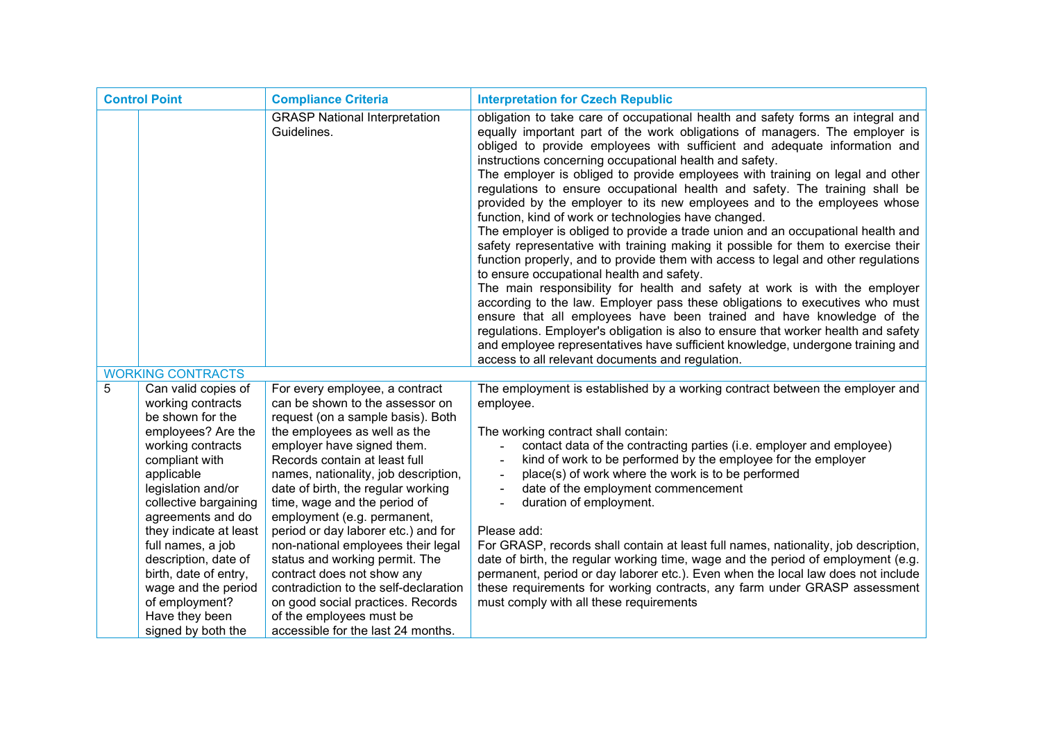| Control Point | | Compliance Criteria | Interpretation for Czech Republic |
|---|---|---|---|
| | | GRASP National Interpretation Guidelines. | obligation to take care of occupational health and safety forms an integral and equally important part of the work obligations of managers. The employer is obliged to provide employees with sufficient and adequate information and instructions concerning occupational health and safety.<br>The employer is obliged to provide employees with training on legal and other regulations to ensure occupational health and safety. The training shall be provided by the employer to its new employees and to the employees whose function, kind of work or technologies have changed.<br>The employer is obliged to provide a trade union and an occupational health and safety representative with training making it possible for them to exercise their function properly, and to provide them with access to legal and other regulations to ensure occupational health and safety.<br>The main responsibility for health and safety at work is with the employer according to the law. Employer pass these obligations to executives who must ensure that all employees have been trained and have knowledge of the regulations. Employer's obligation is also to ensure that worker health and safety and employee representatives have sufficient knowledge, undergone training and access to all relevant documents and regulation. |
| WORKING CONTRACTS | | | |
| 5 | Can valid copies of working contracts be shown for the employees? Are the working contracts compliant with applicable legislation and/or collective bargaining agreements and do they indicate at least full names, a job description, date of birth, date of entry, wage and the period of employment? Have they been signed by both the | For every employee, a contract can be shown to the assessor on request (on a sample basis). Both the employees as well as the employer have signed them. Records contain at least full names, nationality, job description, date of birth, the regular working time, wage and the period of employment (e.g. permanent, period or day laborer etc.) and for non-national employees their legal status and working permit. The contract does not show any contradiction to the self-declaration on good social practices. Records of the employees must be accessible for the last 24 months. | The employment is established by a working contract between the employer and employee.<br><br>The working contract shall contain:<br>- contact data of the contracting parties (i.e. employer and employee)<br>- kind of work to be performed by the employee for the employer<br>- place(s) of work where the work is to be performed<br>- date of the employment commencement<br>- duration of employment.<br><br>Please add:<br>For GRASP, records shall contain at least full names, nationality, job description, date of birth, the regular working time, wage and the period of employment (e.g. permanent, period or day laborer etc.). Even when the local law does not include these requirements for working contracts, any farm under GRASP assessment must comply with all these requirements |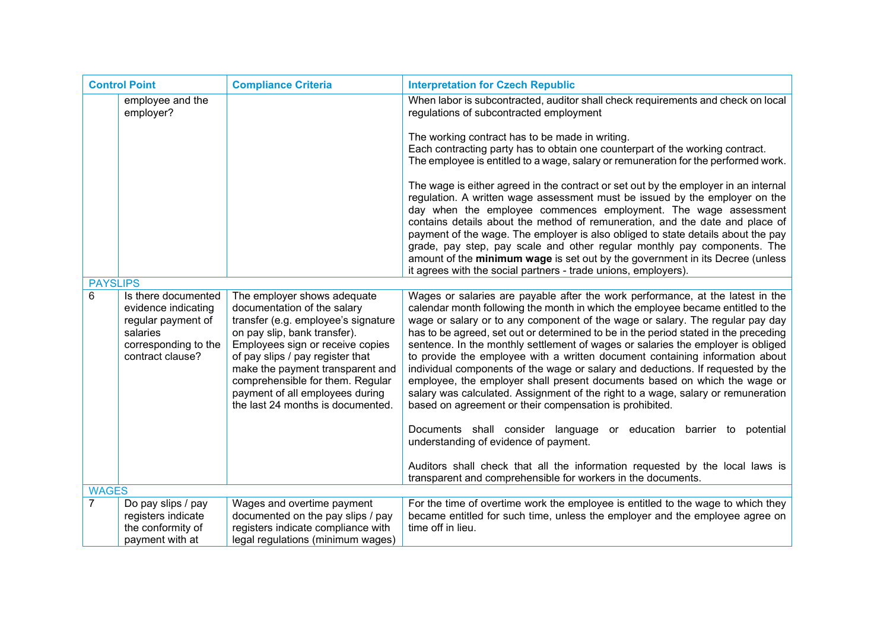| Control Point | | Compliance Criteria | Interpretation for Czech Republic |
|---|---|---|---|
| | employee and the employer? | | When labor is subcontracted, auditor shall check requirements and check on local regulations of subcontracted employment<br><br>The working contract has to be made in writing.<br>Each contracting party has to obtain one counterpart of the working contract.<br>The employee is entitled to a wage, salary or remuneration for the performed work.<br><br>The wage is either agreed in the contract or set out by the employer in an internal regulation. A written wage assessment must be issued by the employer on the day when the employee commences employment. The wage assessment contains details about the method of remuneration, and the date and place of payment of the wage. The employer is also obliged to state details about the pay grade, pay step, pay scale and other regular monthly pay components. The amount of the **minimum wage** is set out by the government in its Decree (unless it agrees with the social partners - trade unions, employers). |
| PAYSLIPS | | | |
| 6 | Is there documented evidence indicating regular payment of salaries corresponding to the contract clause? | The employer shows adequate documentation of the salary transfer (e.g. employee's signature on pay slip, bank transfer). Employees sign or receive copies of pay slips / pay register that make the payment transparent and comprehensible for them. Regular payment of all employees during the last 24 months is documented. | Wages or salaries are payable after the work performance, at the latest in the calendar month following the month in which the employee became entitled to the wage or salary or to any component of the wage or salary. The regular pay day has to be agreed, set out or determined to be in the period stated in the preceding sentence. In the monthly settlement of wages or salaries the employer is obliged to provide the employee with a written document containing information about individual components of the wage or salary and deductions. If requested by the employee, the employer shall present documents based on which the wage or salary was calculated. Assignment of the right to a wage, salary or remuneration based on agreement or their compensation is prohibited.<br><br>Documents shall consider language or education barrier to potential understanding of evidence of payment.<br><br>Auditors shall check that all the information requested by the local laws is transparent and comprehensible for workers in the documents. |
| WAGES | | | |
| 7 | Do pay slips / pay registers indicate the conformity of payment with at | Wages and overtime payment documented on the pay slips / pay registers indicate compliance with legal regulations (minimum wages) | For the time of overtime work the employee is entitled to the wage to which they became entitled for such time, unless the employer and the employee agree on time off in lieu. |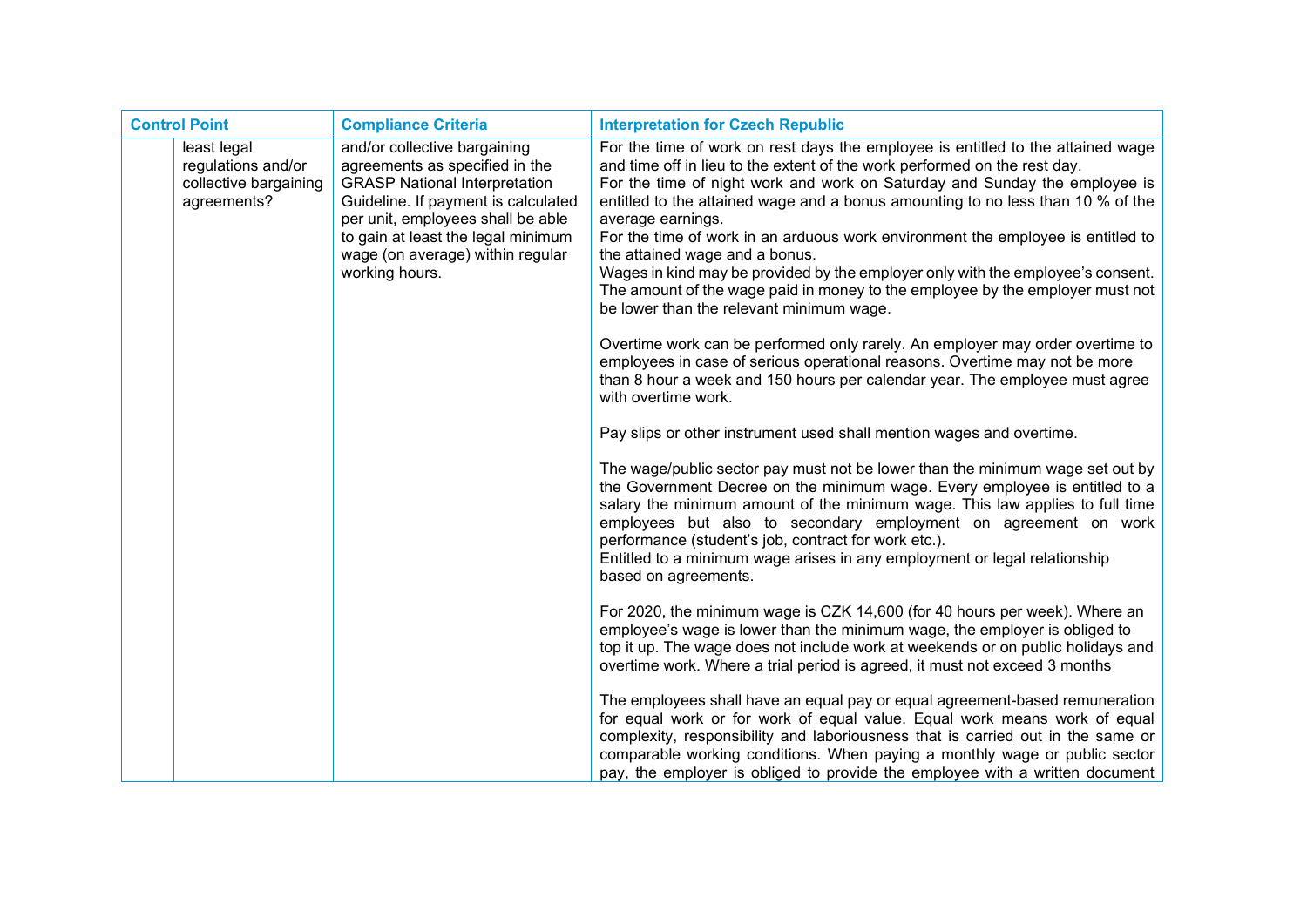| Control Point | | Compliance Criteria | Interpretation for Czech Republic |
|---|---|---|---|
| | least legal regulations and/or collective bargaining agreements? | and/or collective bargaining agreements as specified in the GRASP National Interpretation Guideline. If payment is calculated per unit, employees shall be able to gain at least the legal minimum wage (on average) within regular working hours. | For the time of work on rest days the employee is entitled to the attained wage and time off in lieu to the extent of the work performed on the rest day.<br>For the time of night work and work on Saturday and Sunday the employee is entitled to the attained wage and a bonus amounting to no less than 10 % of the average earnings.<br>For the time of work in an arduous work environment the employee is entitled to the attained wage and a bonus.<br>Wages in kind may be provided by the employer only with the employee's consent. The amount of the wage paid in money to the employee by the employer must not be lower than the relevant minimum wage.<br><br>Overtime work can be performed only rarely. An employer may order overtime to employees in case of serious operational reasons. Overtime may not be more than 8 hour a week and 150 hours per calendar year. The employee must agree with overtime work.<br><br>Pay slips or other instrument used shall mention wages and overtime.<br><br>The wage/public sector pay must not be lower than the minimum wage set out by the Government Decree on the minimum wage. Every employee is entitled to a salary the minimum amount of the minimum wage. This law applies to full time employees but also to secondary employment on agreement on work performance (student's job, contract for work etc.).<br>Entitled to a minimum wage arises in any employment or legal relationship based on agreements.<br><br>For 2020, the minimum wage is CZK 14,600 (for 40 hours per week). Where an employee's wage is lower than the minimum wage, the employer is obliged to top it up. The wage does not include work at weekends or on public holidays and overtime work. Where a trial period is agreed, it must not exceed 3 months<br><br>The employees shall have an equal pay or equal agreement-based remuneration for equal work or for work of equal value. Equal work means work of equal complexity, responsibility and laboriousness that is carried out in the same or comparable working conditions. When paying a monthly wage or public sector pay, the employer is obliged to provide the employee with a written document |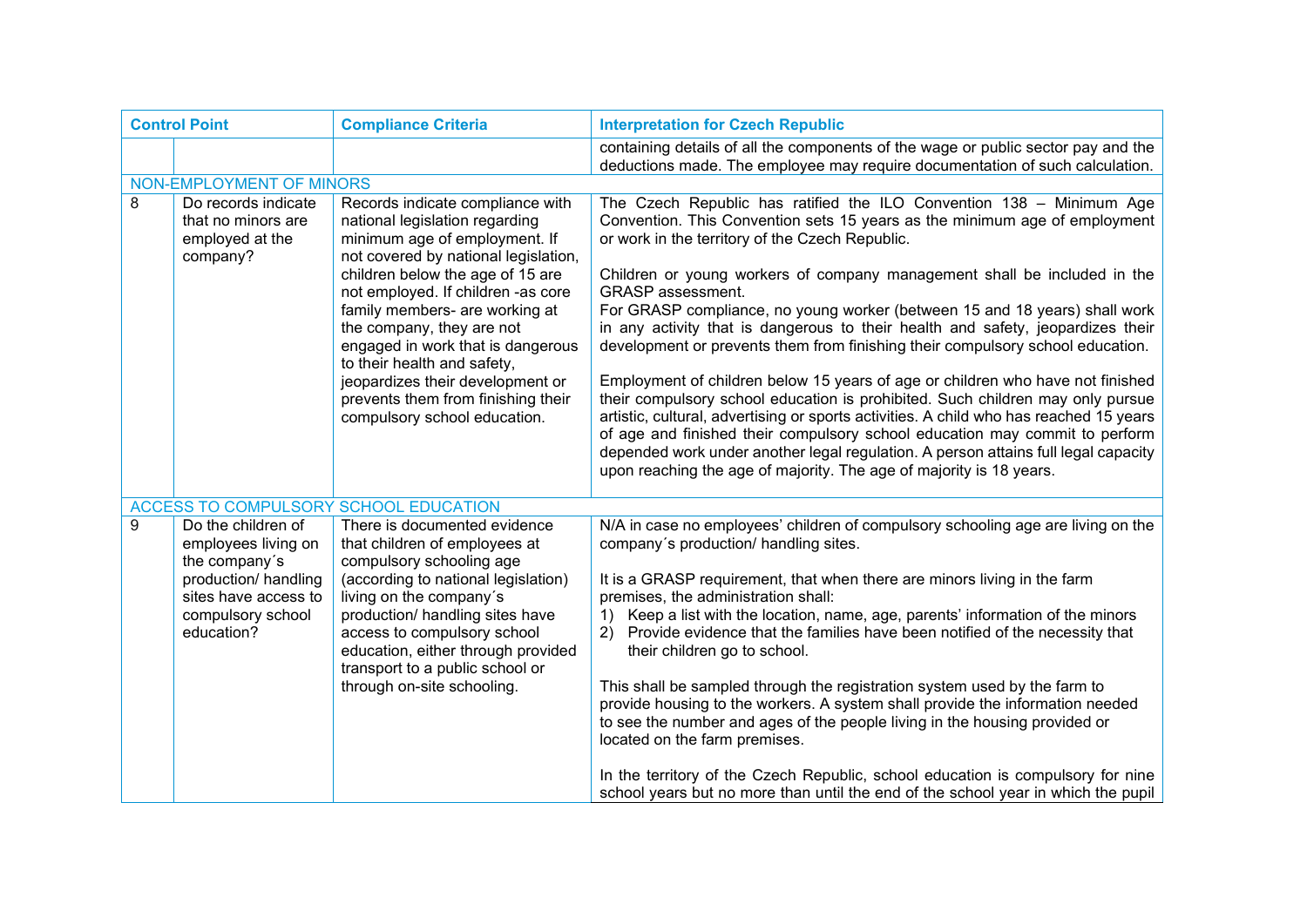| Control Point | | Compliance Criteria | Interpretation for Czech Republic |
|---|---|---|---|
| | | | containing details of all the components of the wage or public sector pay and the deductions made. The employee may require documentation of such calculation. |
| NON-EMPLOYMENT OF MINORS | | | |
| 8 | Do records indicate that no minors are employed at the company? | Records indicate compliance with national legislation regarding minimum age of employment. If not covered by national legislation, children below the age of 15 are not employed. If children -as core family members- are working at the company, they are not engaged in work that is dangerous to their health and safety, jeopardizes their development or prevents them from finishing their compulsory school education. | The Czech Republic has ratified the ILO Convention 138 – Minimum Age Convention. This Convention sets 15 years as the minimum age of employment or work in the territory of the Czech Republic.<br><br>Children or young workers of company management shall be included in the GRASP assessment.<br>For GRASP compliance, no young worker (between 15 and 18 years) shall work in any activity that is dangerous to their health and safety, jeopardizes their development or prevents them from finishing their compulsory school education.<br><br>Employment of children below 15 years of age or children who have not finished their compulsory school education is prohibited. Such children may only pursue artistic, cultural, advertising or sports activities. A child who has reached 15 years of age and finished their compulsory school education may commit to perform depended work under another legal regulation. A person attains full legal capacity upon reaching the age of majority. The age of majority is 18 years. |
| ACCESS TO COMPULSORY SCHOOL EDUCATION | | | |
| 9 | Do the children of employees living on the company´s production/ handling sites have access to compulsory school education? | There is documented evidence that children of employees at compulsory schooling age (according to national legislation) living on the company´s production/ handling sites have access to compulsory school education, either through provided transport to a public school or through on-site schooling. | N/A in case no employees' children of compulsory schooling age are living on the company´s production/ handling sites.<br><br>It is a GRASP requirement, that when there are minors living in the farm premises, the administration shall:<br>1) Keep a list with the location, name, age, parents' information of the minors<br>2) Provide evidence that the families have been notified of the necessity that their children go to school.<br><br>This shall be sampled through the registration system used by the farm to provide housing to the workers. A system shall provide the information needed to see the number and ages of the people living in the housing provided or located on the farm premises.<br><br>In the territory of the Czech Republic, school education is compulsory for nine school years but no more than until the end of the school year in which the pupil |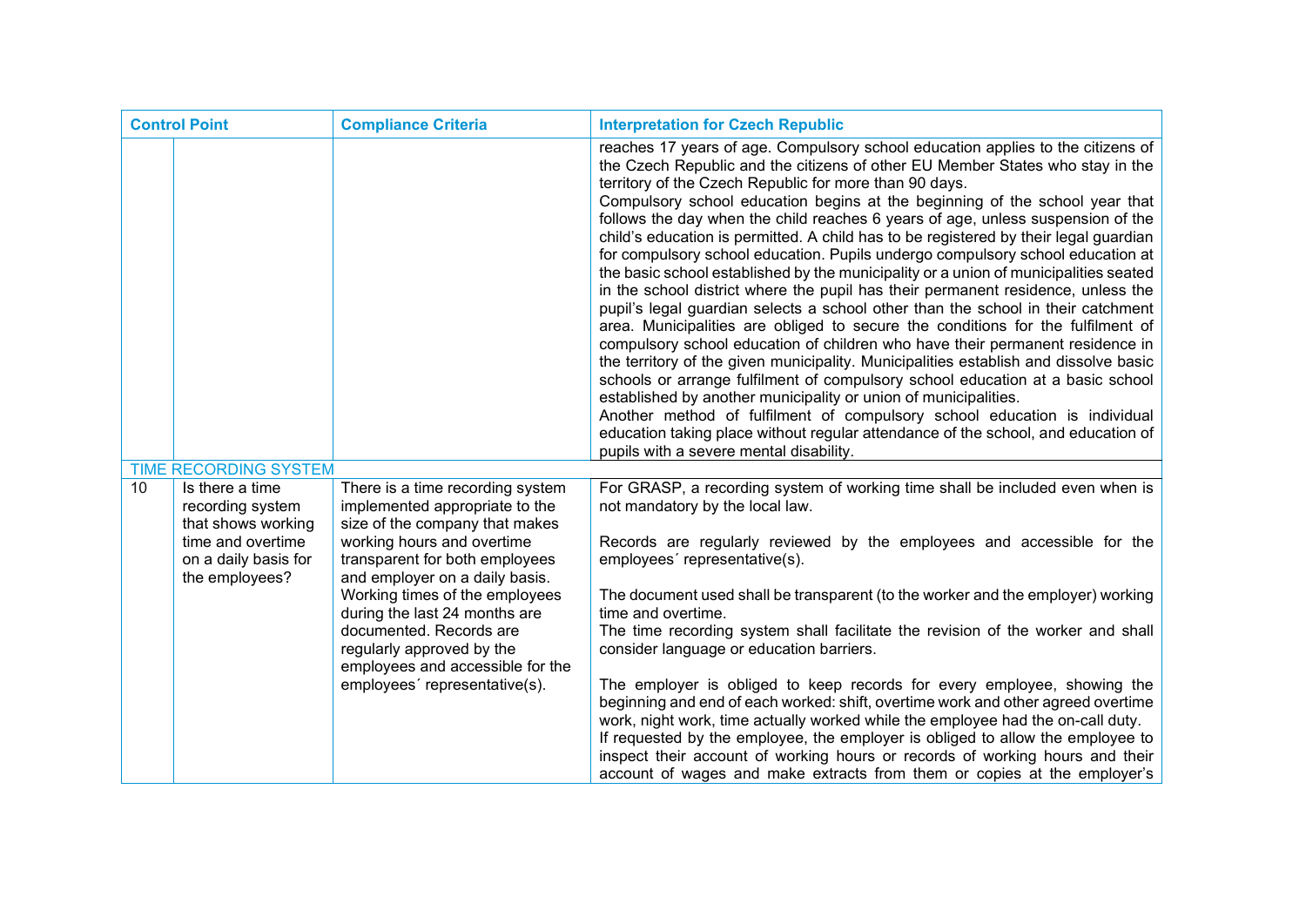| Control Point | | Compliance Criteria | Interpretation for Czech Republic |
|---|---|---|---|
| | | | reaches 17 years of age. Compulsory school education applies to the citizens of the Czech Republic and the citizens of other EU Member States who stay in the territory of the Czech Republic for more than 90 days.<br>Compulsory school education begins at the beginning of the school year that follows the day when the child reaches 6 years of age, unless suspension of the child's education is permitted. A child has to be registered by their legal guardian for compulsory school education. Pupils undergo compulsory school education at the basic school established by the municipality or a union of municipalities seated in the school district where the pupil has their permanent residence, unless the pupil's legal guardian selects a school other than the school in their catchment area. Municipalities are obliged to secure the conditions for the fulfilment of compulsory school education of children who have their permanent residence in the territory of the given municipality. Municipalities establish and dissolve basic schools or arrange fulfilment of compulsory school education at a basic school established by another municipality or union of municipalities.<br>Another method of fulfilment of compulsory school education is individual education taking place without regular attendance of the school, and education of pupils with a severe mental disability. |
| TIME RECORDING SYSTEM | | | |
| 10 | Is there a time recording system that shows working time and overtime on a daily basis for the employees? | There is a time recording system implemented appropriate to the size of the company that makes working hours and overtime transparent for both employees and employer on a daily basis. Working times of the employees during the last 24 months are documented. Records are regularly approved by the employees and accessible for the employees´ representative(s). | For GRASP, a recording system of working time shall be included even when is not mandatory by the local law.<br><br>Records are regularly reviewed by the employees and accessible for the employees´ representative(s).<br><br>The document used shall be transparent (to the worker and the employer) working time and overtime.<br>The time recording system shall facilitate the revision of the worker and shall consider language or education barriers.<br><br>The employer is obliged to keep records for every employee, showing the beginning and end of each worked: shift, overtime work and other agreed overtime work, night work, time actually worked while the employee had the on-call duty.<br>If requested by the employee, the employer is obliged to allow the employee to inspect their account of working hours or records of working hours and their account of wages and make extracts from them or copies at the employer's |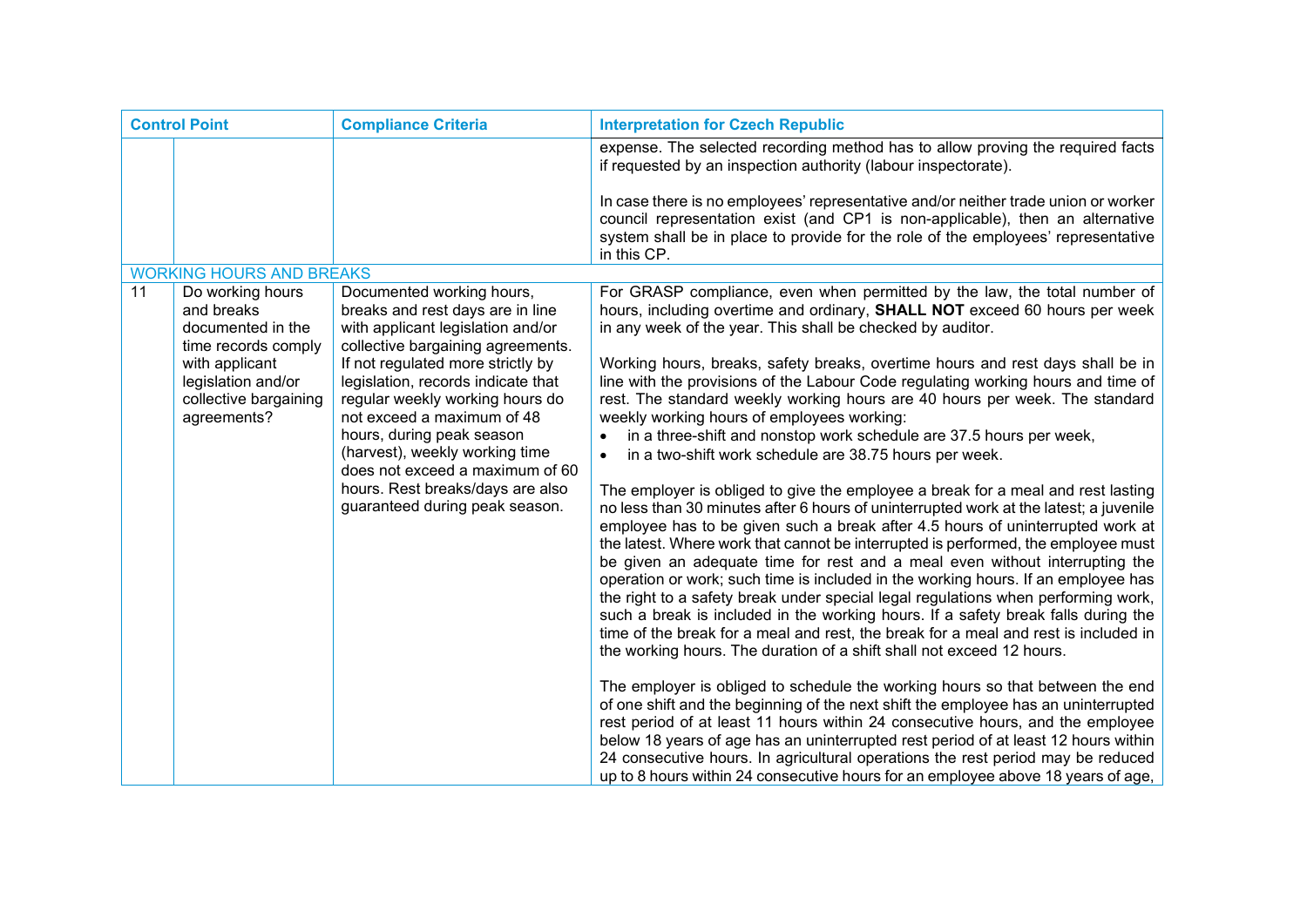| Control Point | | Compliance Criteria | Interpretation for Czech Republic |
|---|---|---|---|
| | | | expense. The selected recording method has to allow proving the required facts if requested by an inspection authority (labour inspectorate).<br><br>In case there is no employees' representative and/or neither trade union or worker council representation exist (and CP1 is non-applicable), then an alternative system shall be in place to provide for the role of the employees' representative in this CP. |
| WORKING HOURS AND BREAKS | | | |
| 11 | Do working hours and breaks documented in the time records comply with applicant legislation and/or collective bargaining agreements? | Documented working hours, breaks and rest days are in line with applicant legislation and/or collective bargaining agreements. If not regulated more strictly by legislation, records indicate that regular weekly working hours do not exceed a maximum of 48 hours, during peak season (harvest), weekly working time does not exceed a maximum of 60 hours. Rest breaks/days are also guaranteed during peak season. | For GRASP compliance, even when permitted by the law, the total number of hours, including overtime and ordinary, **SHALL NOT** exceed 60 hours per week in any week of the year. This shall be checked by auditor.<br><br>Working hours, breaks, safety breaks, overtime hours and rest days shall be in line with the provisions of the Labour Code regulating working hours and time of rest. The standard weekly working hours are 40 hours per week. The standard weekly working hours of employees working:<br>• in a three-shift and nonstop work schedule are 37.5 hours per week,<br>• in a two-shift work schedule are 38.75 hours per week.<br><br>The employer is obliged to give the employee a break for a meal and rest lasting no less than 30 minutes after 6 hours of uninterrupted work at the latest; a juvenile employee has to be given such a break after 4.5 hours of uninterrupted work at the latest. Where work that cannot be interrupted is performed, the employee must be given an adequate time for rest and a meal even without interrupting the operation or work; such time is included in the working hours. If an employee has the right to a safety break under special legal regulations when performing work, such a break is included in the working hours. If a safety break falls during the time of the break for a meal and rest, the break for a meal and rest is included in the working hours. The duration of a shift shall not exceed 12 hours.<br><br>The employer is obliged to schedule the working hours so that between the end of one shift and the beginning of the next shift the employee has an uninterrupted rest period of at least 11 hours within 24 consecutive hours, and the employee below 18 years of age has an uninterrupted rest period of at least 12 hours within 24 consecutive hours. In agricultural operations the rest period may be reduced up to 8 hours within 24 consecutive hours for an employee above 18 years of age, |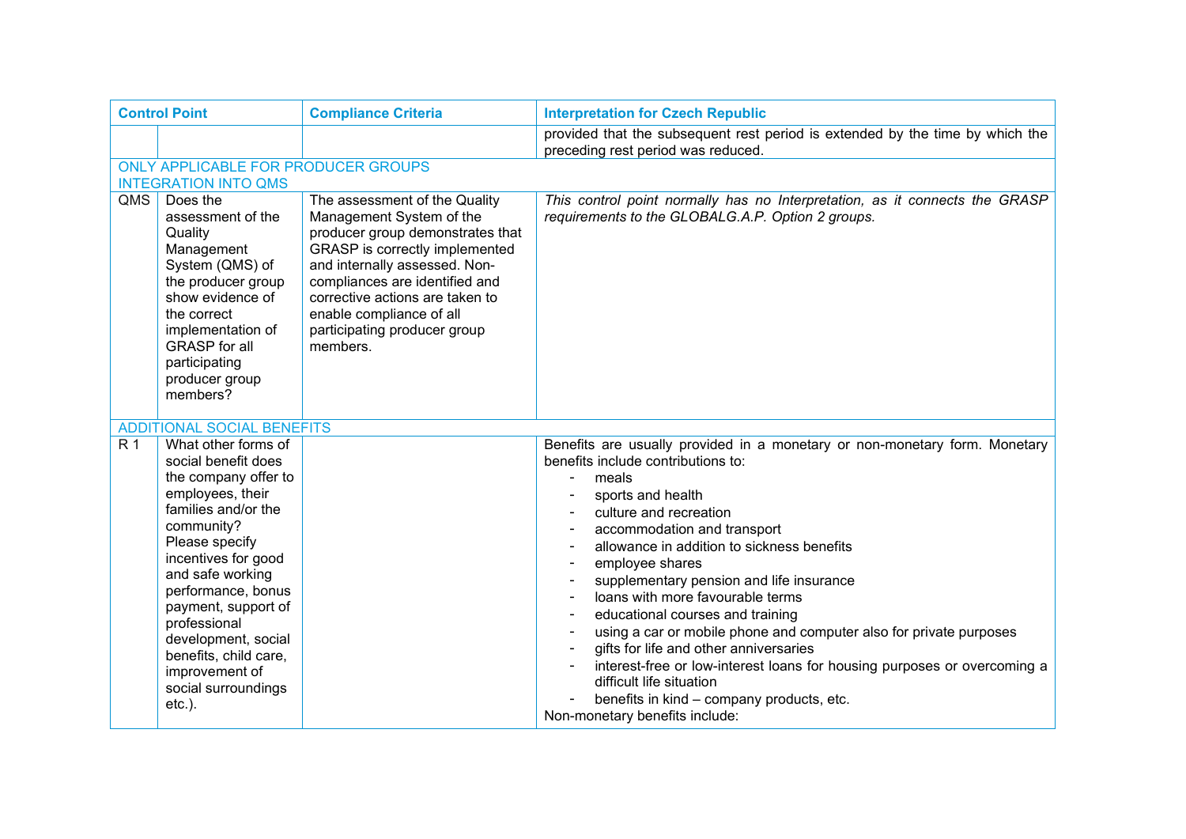| Control Point | | Compliance Criteria | Interpretation for Czech Republic |
|---|---|---|---|
| | | | provided that the subsequent rest period is extended by the time by which the preceding rest period was reduced. |
| ONLY APPLICABLE FOR PRODUCER GROUPS<br>INTEGRATION INTO QMS | | | |
| QMS | Does the assessment of the Quality Management System (QMS) of the producer group show evidence of the correct implementation of GRASP for all participating producer group members? | The assessment of the Quality Management System of the producer group demonstrates that GRASP is correctly implemented and internally assessed. Non-compliances are identified and corrective actions are taken to enable compliance of all participating producer group members. | *This control point normally has no Interpretation, as it connects the GRASP requirements to the GLOBALG.A.P. Option 2 groups.* |
| ADDITIONAL SOCIAL BENEFITS | | | |
| R 1 | What other forms of social benefit does the company offer to employees, their families and/or the community? Please specify incentives for good and safe working performance, bonus payment, support of professional development, social benefits, child care, improvement of social surroundings etc.). | | Benefits are usually provided in a monetary or non-monetary form. Monetary benefits include contributions to:<br>- meals<br>- sports and health<br>- culture and recreation<br>- accommodation and transport<br>- allowance in addition to sickness benefits<br>- employee shares<br>- supplementary pension and life insurance<br>- loans with more favourable terms<br>- educational courses and training<br>- using a car or mobile phone and computer also for private purposes<br>- gifts for life and other anniversaries<br>- interest-free or low-interest loans for housing purposes or overcoming a difficult life situation<br>- benefits in kind – company products, etc.<br>Non-monetary benefits include: |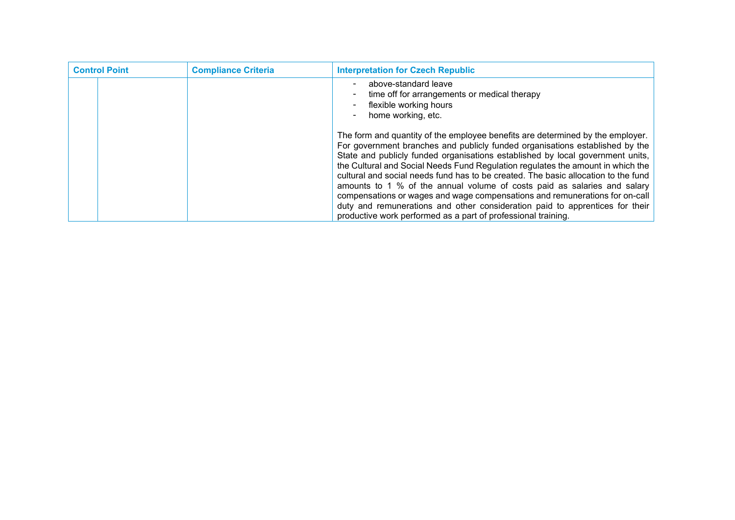| Control Point | | Compliance Criteria | Interpretation for Czech Republic |
|---|---|---|---|
| | | | - above-standard leave<br>- time off for arrangements or medical therapy<br>- flexible working hours<br>- home working, etc.<br><br>The form and quantity of the employee benefits are determined by the employer. For government branches and publicly funded organisations established by the State and publicly funded organisations established by local government units, the Cultural and Social Needs Fund Regulation regulates the amount in which the cultural and social needs fund has to be created. The basic allocation to the fund amounts to 1 % of the annual volume of costs paid as salaries and salary compensations or wages and wage compensations and remunerations for on-call duty and remunerations and other consideration paid to apprentices for their productive work performed as a part of professional training. |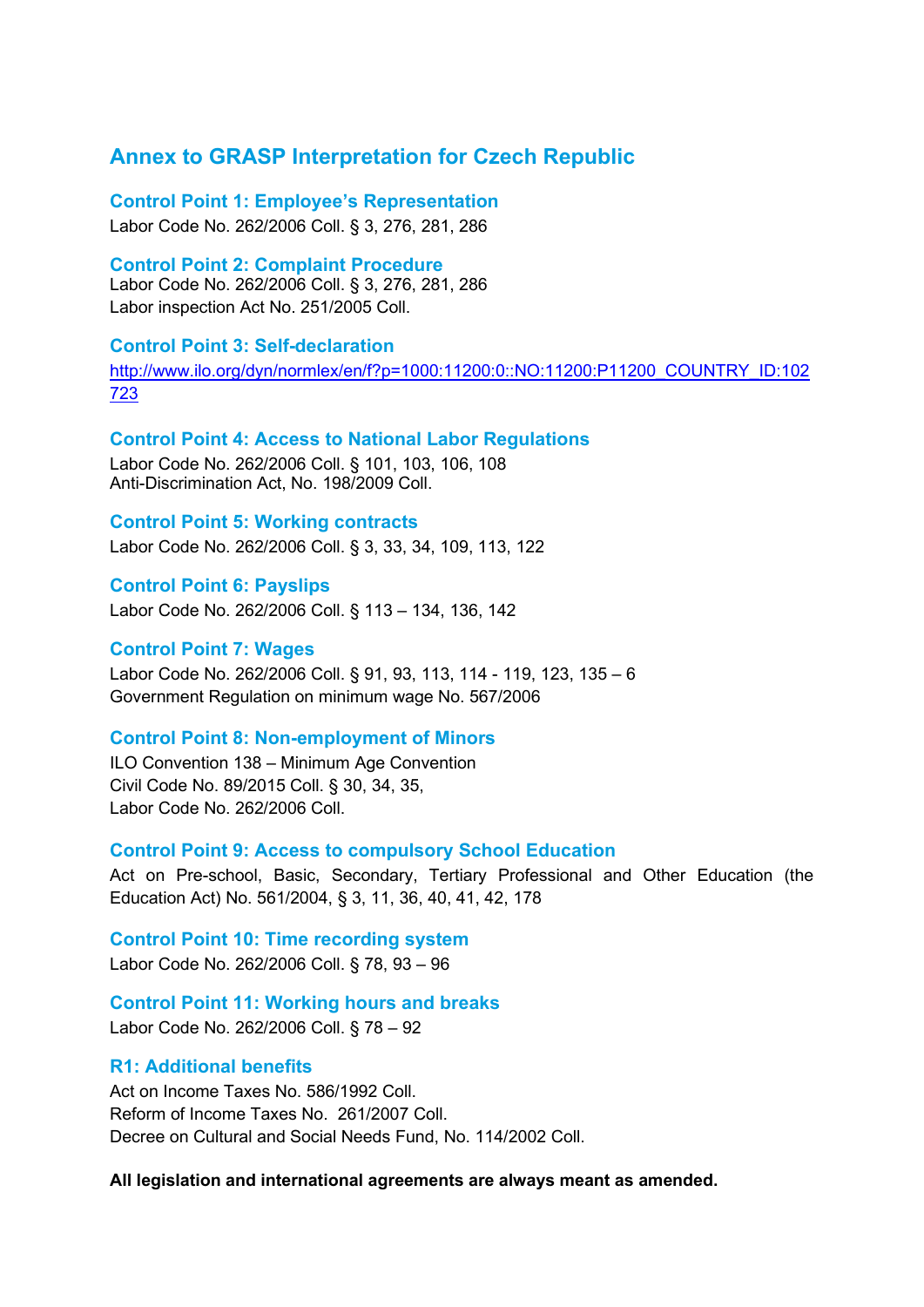# Annex to GRASP Interpretation for Czech Republic

### Control Point 1: Employee's Representation

Labor Code No. 262/2006 Coll. § 3, 276, 281, 286

### Control Point 2: Complaint Procedure

Labor Code No. 262/2006 Coll. § 3, 276, 281, 286
Labor inspection Act No. 251/2005 Coll.

### Control Point 3: Self-declaration

[http://www.ilo.org/dyn/normlex/en/f?p=1000:11200:0::NO:11200:P11200_COUNTRY_ID:102723](http://www.ilo.org/dyn/normlex/en/f?p=1000:11200:0::NO:11200:P11200_COUNTRY_ID:102723)

### Control Point 4: Access to National Labor Regulations

Labor Code No. 262/2006 Coll. § 101, 103, 106, 108
Anti-Discrimination Act, No. 198/2009 Coll.

### Control Point 5: Working contracts

Labor Code No. 262/2006 Coll. § 3, 33, 34, 109, 113, 122

### Control Point 6: Payslips

Labor Code No. 262/2006 Coll. § 113 – 134, 136, 142

### Control Point 7: Wages

Labor Code No. 262/2006 Coll. § 91, 93, 113, 114 - 119, 123, 135 – 6
Government Regulation on minimum wage No. 567/2006

### Control Point 8: Non-employment of Minors

ILO Convention 138 – Minimum Age Convention
Civil Code No. 89/2015 Coll. § 30, 34, 35,
Labor Code No. 262/2006 Coll.

### Control Point 9: Access to compulsory School Education

Act on Pre-school, Basic, Secondary, Tertiary Professional and Other Education (the Education Act) No. 561/2004, § 3, 11, 36, 40, 41, 42, 178

### Control Point 10: Time recording system

Labor Code No. 262/2006 Coll. § 78, 93 – 96

### Control Point 11: Working hours and breaks

Labor Code No. 262/2006 Coll. § 78 – 92

### R1: Additional benefits

Act on Income Taxes No. 586/1992 Coll.
Reform of Income Taxes No. 261/2007 Coll.
Decree on Cultural and Social Needs Fund, No. 114/2002 Coll.

**All legislation and international agreements are always meant as amended.**